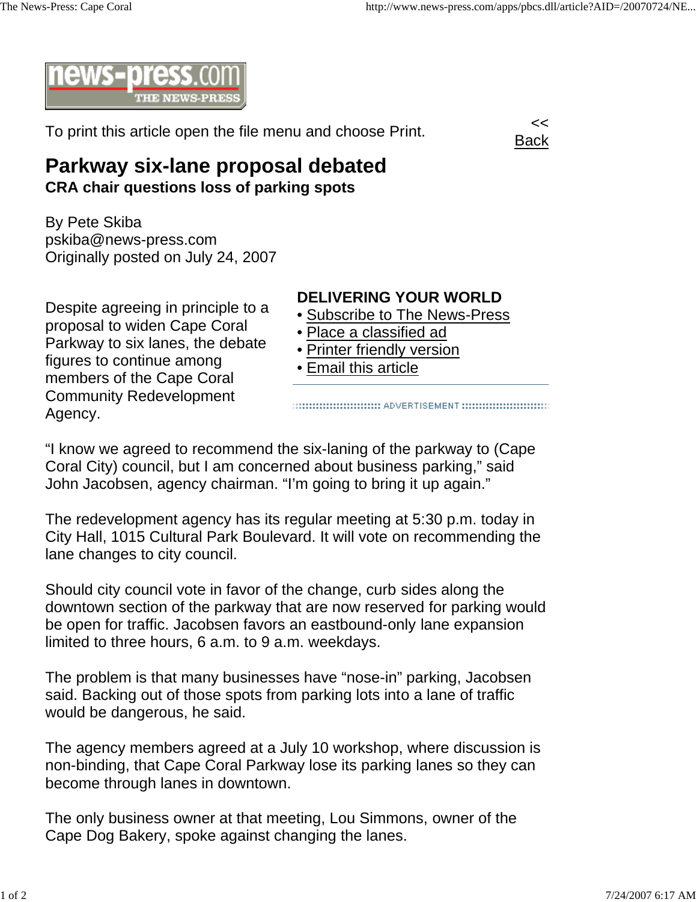news-press.com THE NEWS-PRESS

To print this article open the file menu and choose Print.

<< Back

# Parkway six-lane proposal debated

**CRA chair questions loss of parking spots**

By Pete Skiba
pskiba@news-press.com
Originally posted on July 24, 2007

Despite agreeing in principle to a proposal to widen Cape Coral Parkway to six lanes, the debate figures to continue among members of the Cape Coral Community Redevelopment Agency.

**DELIVERING YOUR WORLD**

- Subscribe to The News-Press
- Place a classified ad
- Printer friendly version
- Email this article

ADVERTISEMENT

“I know we agreed to recommend the six-laning of the parkway to (Cape Coral City) council, but I am concerned about business parking,” said John Jacobsen, agency chairman. “I’m going to bring it up again.”

The redevelopment agency has its regular meeting at 5:30 p.m. today in City Hall, 1015 Cultural Park Boulevard. It will vote on recommending the lane changes to city council.

Should city council vote in favor of the change, curb sides along the downtown section of the parkway that are now reserved for parking would be open for traffic. Jacobsen favors an eastbound-only lane expansion limited to three hours, 6 a.m. to 9 a.m. weekdays.

The problem is that many businesses have “nose-in” parking, Jacobsen said. Backing out of those spots from parking lots into a lane of traffic would be dangerous, he said.

The agency members agreed at a July 10 workshop, where discussion is non-binding, that Cape Coral Parkway lose its parking lanes so they can become through lanes in downtown.

The only business owner at that meeting, Lou Simmons, owner of the Cape Dog Bakery, spoke against changing the lanes.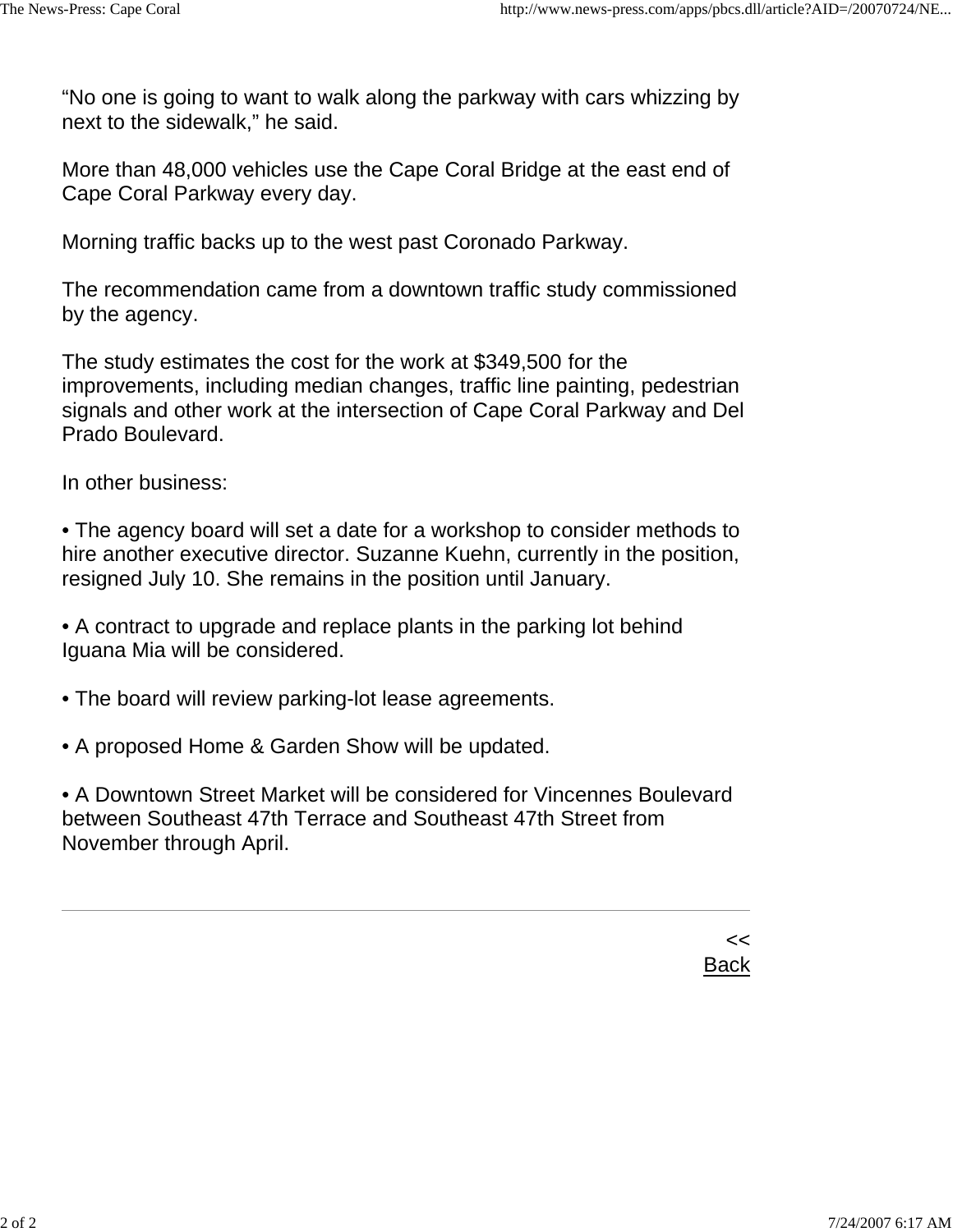“No one is going to want to walk along the parkway with cars whizzing by next to the sidewalk,” he said.

More than 48,000 vehicles use the Cape Coral Bridge at the east end of Cape Coral Parkway every day.

Morning traffic backs up to the west past Coronado Parkway.

The recommendation came from a downtown traffic study commissioned by the agency.

The study estimates the cost for the work at $349,500 for the improvements, including median changes, traffic line painting, pedestrian signals and other work at the intersection of Cape Coral Parkway and Del Prado Boulevard.

In other business:

- The agency board will set a date for a workshop to consider methods to hire another executive director. Suzanne Kuehn, currently in the position, resigned July 10. She remains in the position until January.

- A contract to upgrade and replace plants in the parking lot behind Iguana Mia will be considered.

- The board will review parking-lot lease agreements.

- A proposed Home & Garden Show will be updated.

- A Downtown Street Market will be considered for Vincennes Boulevard between Southeast 47th Terrace and Southeast 47th Street from November through April.

---

<< Back